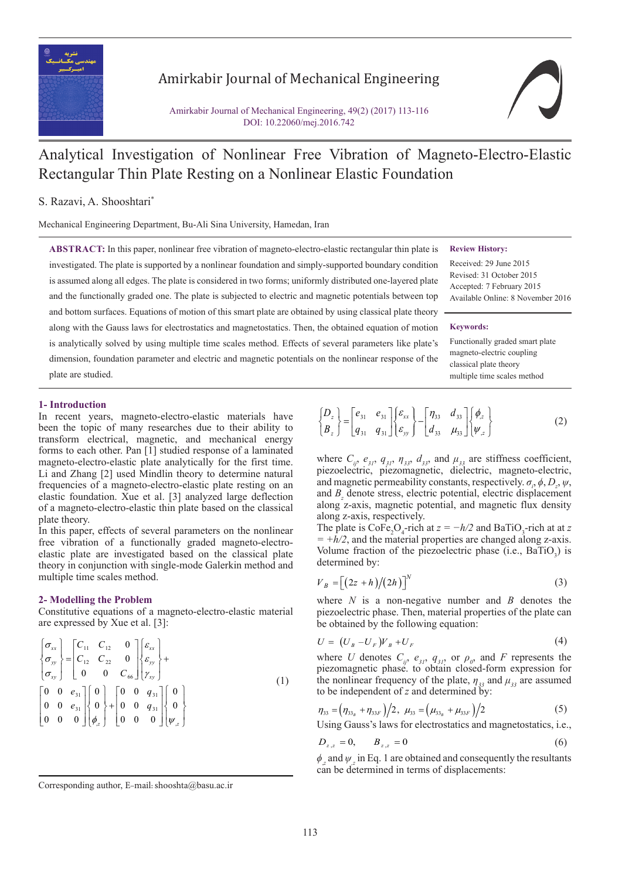# Amirkabir Journal of Mechanical Engineering

Amirkabir Journal of Mechanical Engineering, 49(2) (2017) 113-116
DOI: 10.22060/mej.2016.742

# Analytical Investigation of Nonlinear Free Vibration of Magneto-Electro-Elastic Rectangular Thin Plate Resting on a Nonlinear Elastic Foundation

S. Razavi, A. Shooshtari*

Mechanical Engineering Department, Bu-Ali Sina University, Hamedan, Iran

**ABSTRACT:** In this paper, nonlinear free vibration of magneto-electro-elastic rectangular thin plate is investigated. The plate is supported by a nonlinear foundation and simply-supported boundary condition is assumed along all edges. The plate is considered in two forms; uniformly distributed one-layered plate and the functionally graded one. The plate is subjected to electric and magnetic potentials between top and bottom surfaces. Equations of motion of this smart plate are obtained by using classical plate theory along with the Gauss laws for electrostatics and magnetostatics. Then, the obtained equation of motion is analytically solved by using multiple time scales method. Effects of several parameters like plate's dimension, foundation parameter and electric and magnetic potentials on the nonlinear response of the plate are studied.

**Review History:**

Received: 29 June 2015
Revised: 31 October 2015
Accepted: 7 February 2015
Available Online: 8 November 2016

**Keywords:**

Functionally graded smart plate
magneto-electric coupling
classical plate theory
multiple time scales method

## 1- Introduction

In recent years, magneto-electro-elastic materials have been the topic of many researches due to their ability to transform electrical, magnetic, and mechanical energy forms to each other. Pan [1] studied response of a laminated magneto-electro-elastic plate analytically for the first time. Li and Zhang [2] used Mindlin theory to determine natural frequencies of a magneto-electro-elastic plate resting on an elastic foundation. Xue et al. [3] analyzed large deflection of a magneto-electro-elastic thin plate based on the classical plate theory.

In this paper, effects of several parameters on the nonlinear free vibration of a functionally graded magneto-electro-elastic plate are investigated based on the classical plate theory in conjunction with single-mode Galerkin method and multiple time scales method.

## 2- Modelling the Problem

Constitutive equations of a magneto-electro-elastic material are expressed by Xue et al. [3]:

$$
\begin{Bmatrix} \sigma_{xx} \\ \sigma_{yy} \\ \sigma_{xy} \end{Bmatrix} = \begin{bmatrix} C_{11} & C_{12} & 0 \\ C_{12} & C_{22} & 0 \\ 0 & 0 & C_{66} \end{bmatrix} \begin{Bmatrix} \varepsilon_{xx} \\ \varepsilon_{yy} \\ \gamma_{xy} \end{Bmatrix} + \begin{bmatrix} 0 & 0 & e_{31} \\ 0 & 0 & e_{31} \\ 0 & 0 & 0 \end{bmatrix} \begin{Bmatrix} 0 \\ 0 \\ \phi_{,z} \end{Bmatrix} + \begin{bmatrix} 0 & 0 & q_{31} \\ 0 & 0 & q_{31} \\ 0 & 0 & 0 \end{bmatrix} \begin{Bmatrix} 0 \\ 0 \\ \psi_{,z} \end{Bmatrix} \tag{1}
$$

$$
\begin{Bmatrix} D_z \\ B_z \end{Bmatrix} = \begin{bmatrix} e_{31} & e_{31} \\ q_{31} & q_{31} \end{bmatrix} \begin{Bmatrix} \varepsilon_{xx} \\ \varepsilon_{yy} \end{Bmatrix} - \begin{bmatrix} \eta_{33} & d_{33} \\ d_{33} & \mu_{33} \end{bmatrix} \begin{Bmatrix} \phi_{,z} \\ \psi_{,z} \end{Bmatrix} \tag{2}
$$

where $C_{ij}$, $e_{31}$, $q_{31}$, $\eta_{33}$, $d_{33}$, and $\mu_{33}$ are stiffness coefficient, piezoelectric, piezomagnetic, dielectric, magneto-electric, and magnetic permeability constants, respectively. $\sigma_i$, $\phi$, $D_z$, $\psi$, and $B_z$ denote stress, electric potential, electric displacement along z-axis, magnetic potential, and magnetic flux density along z-axis, respectively.

The plate is $CoFe_2O_4$-rich at $z = -h/2$ and $BaTiO_3$-rich at at $z = +h/2$, and the material properties are changed along z-axis. Volume fraction of the piezoelectric phase (i.e., $BaTiO_3$) is determined by:

$$
V_B = \left[ (2z+h)/(2h) \right]^N \tag{3}
$$

where $N$ is a non-negative number and $B$ denotes the piezoelectric phase. Then, material properties of the plate can be obtained by the following equation:

$$
U = (U_B - U_F)V_B + U_F \tag{4}
$$

where $U$ denotes $C_{ij}$, $e_{31}$, $q_{31}$, or $\rho_0$, and $F$ represents the piezomagnetic phase. to obtain closed-form expression for the nonlinear frequency of the plate, $\eta_{33}$ and $\mu_{33}$ are assumed to be independent of $z$ and determined by:

$$
\eta_{33} = \left( \eta_{33_B} + \eta_{33F} \right)/2, \quad \mu_{33} = \left( \mu_{33_B} + \mu_{33F} \right)/2 \tag{5}
$$

Using Gauss's laws for electrostatics and magnetostatics, i.e.,

$$
D_{z,z} = 0, \qquad B_{z,z} = 0 \tag{6}
$$

$\phi_{,z}$ and $\psi_{,z}$ in Eq. 1 are obtained and consequently the resultants can be determined in terms of displacements:

Corresponding author, E-mail: shooshta@basu.ac.ir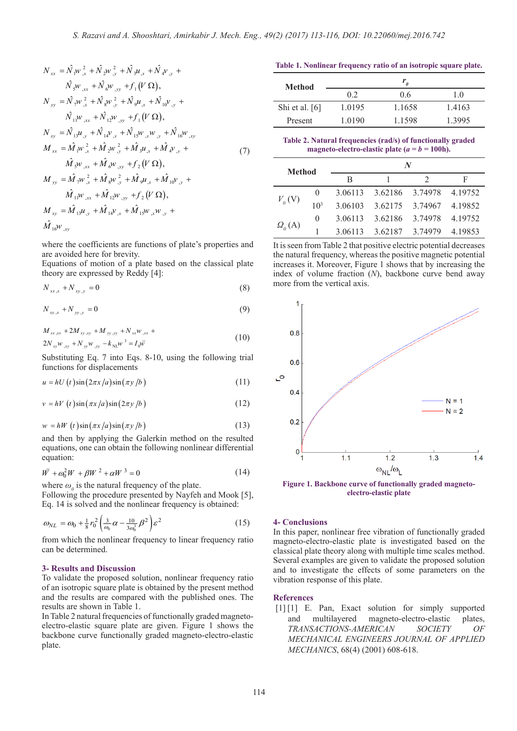$$
\begin{aligned}
N_{xx} &= \hat{N}_1 w_{,x}^2 + \hat{N}_2 w_{,y}^2 + \hat{N}_3 u_{,x} + \hat{N}_4 v_{,y} + \\
&\quad \hat{N}_5 w_{,xx} + \hat{N}_6 w_{,yy} + f_1(V\ \Omega), \\
N_{yy} &= \hat{N}_7 w_{,x}^2 + \hat{N}_8 w_{,y}^2 + \hat{N}_9 u_{,x} + \hat{N}_{10} v_{,y} + \\
&\quad \hat{N}_{11} w_{,xx} + \hat{N}_{12} w_{,yy} + f_1(V\ \Omega), \\
N_{xy} &= \hat{N}_{13} u_{,y} + \hat{N}_{14} v_{,x} + \hat{N}_{15} w_{,x} w_{,y} + \hat{N}_{16} w_{,xy} \\
M_{xx} &= \hat{M}_1 w_{,x}^2 + \hat{M}_2 w_{,y}^2 + \hat{M}_3 u_{,x} + \hat{M}_4 v_{,y} + \\
&\quad \hat{M}_5 w_{,xx} + \hat{M}_6 w_{,yy} + f_2(V\ \Omega), \\
M_{yy} &= \hat{M}_7 w_{,x}^2 + \hat{M}_8 w_{,y}^2 + \hat{M}_9 u_{,x} + \hat{M}_{10} v_{,y} + \\
&\quad \hat{M}_{11} w_{,xx} + \hat{M}_{12} w_{,yy} + f_2(V\ \Omega), \\
M_{xy} &= \hat{M}_{13} u_{,y} + \hat{M}_{14} v_{,x} + \hat{M}_{15} w_{,x} w_{,y} + \\
&\quad \hat{M}_{16} w_{,xy}
\end{aligned}
\tag{7}
$$

where the coefficients are functions of plate's properties and are avoided here for brevity.

Equations of motion of a plate based on the classical plate theory are expressed by Reddy [4]:

$$N_{xx,x} + N_{xy,y} = 0 \tag{8}$$

$$N_{xy,x} + N_{yy,y} = 0 \tag{9}$$

$$
\begin{aligned}
&M_{xx,xx} + 2M_{xy,xy} + M_{yy,yy} + N_{xx} w_{,xx} + \\
&2N_{xy} w_{,xy} + N_{yy} w_{,yy} - k_{NL} w^3 = I_0 \ddot{w}
\end{aligned}
\tag{10}
$$

Substituting Eq. 7 into Eqs. 8-10, using the following trial functions for displacements

$$u = hU(t)\sin(2\pi x/a)\sin(\pi y/b) \tag{11}$$

$$v = hV(t)\sin(\pi x/a)\sin(2\pi y/b) \tag{12}$$

$$w = hW(t)\sin(\pi x/a)\sin(\pi y/b) \tag{13}$$

and then by applying the Galerkin method on the resulted equations, one can obtain the following nonlinear differential equation:

$$\ddot{W} + \omega_0^2 W + \beta W^2 + \alpha W^3 = 0 \tag{14}$$

where $\omega_0$ is the natural frequency of the plate.

Following the procedure presented by Nayfeh and Mook [5], Eq. 14 is solved and the nonlinear frequency is obtained:

$$\omega_{NL} = \omega_0 + \tfrac{1}{8} r_0^2 \left( \tfrac{3}{\omega_0}\alpha - \tfrac{10}{3\omega_0^3}\beta^2 \right)\varepsilon^2 \tag{15}$$

from which the nonlinear frequency to linear frequency ratio can be determined.

## 3- Results and Discussion

To validate the proposed solution, nonlinear frequency ratio of an isotropic square plate is obtained by the present method and the results are compared with the published ones. The results are shown in Table 1.

In Table 2 natural frequencies of functionally graded magneto-electro-elastic square plate are given. Figure 1 shows the backbone curve functionally graded magneto-electro-elastic plate.

**Table 1. Nonlinear frequency ratio of an isotropic square plate.**

| Method | $r_0$ | | |
|---|---|---|---|
| | 0.2 | 0.6 | 1.0 |
| Shi et al. [6] | 1.0195 | 1.1658 | 1.4163 |
| Present | 1.0190 | 1.1598 | 1.3995 |

**Table 2. Natural frequencies (rad/s) of functionally graded magneto-electro-elastic plate ($a = b = 100h$).**

| Method | | $N$ | | | |
|---|---|---|---|---|---|
| | | B | 1 | 2 | F |
| $V_0$ (V) | 0 | 3.06113 | 3.62186 | 3.74978 | 4.19752 |
| | $10^3$ | 3.06103 | 3.62175 | 3.74967 | 4.19852 |
| $\Omega_0$ (A) | 0 | 3.06113 | 3.62186 | 3.74978 | 4.19752 |
| | 1 | 3.06113 | 3.62187 | 3.74979 | 4.19853 |

It is seen from Table 2 that positive electric potential decreases the natural frequency, whereas the positive magnetic potential increases it. Moreover, Figure 1 shows that by increasing the index of volume fraction ($N$), backbone curve bend away more from the vertical axis.

**Figure 1. Backbone curve of functionally graded magneto-electro-elastic plate**

## 4- Conclusions

In this paper, nonlinear free vibration of functionally graded magneto-electro-elastic plate is investigated based on the classical plate theory along with multiple time scales method. Several examples are given to validate the proposed solution and to investigate the effects of some parameters on the vibration response of this plate.

## References

[1] [1] E. Pan, Exact solution for simply supported and multilayered magneto-electro-elastic plates, *TRANSACTIONS-AMERICAN SOCIETY OF MECHANICAL ENGINEERS JOURNAL OF APPLIED MECHANICS*, 68(4) (2001) 608-618.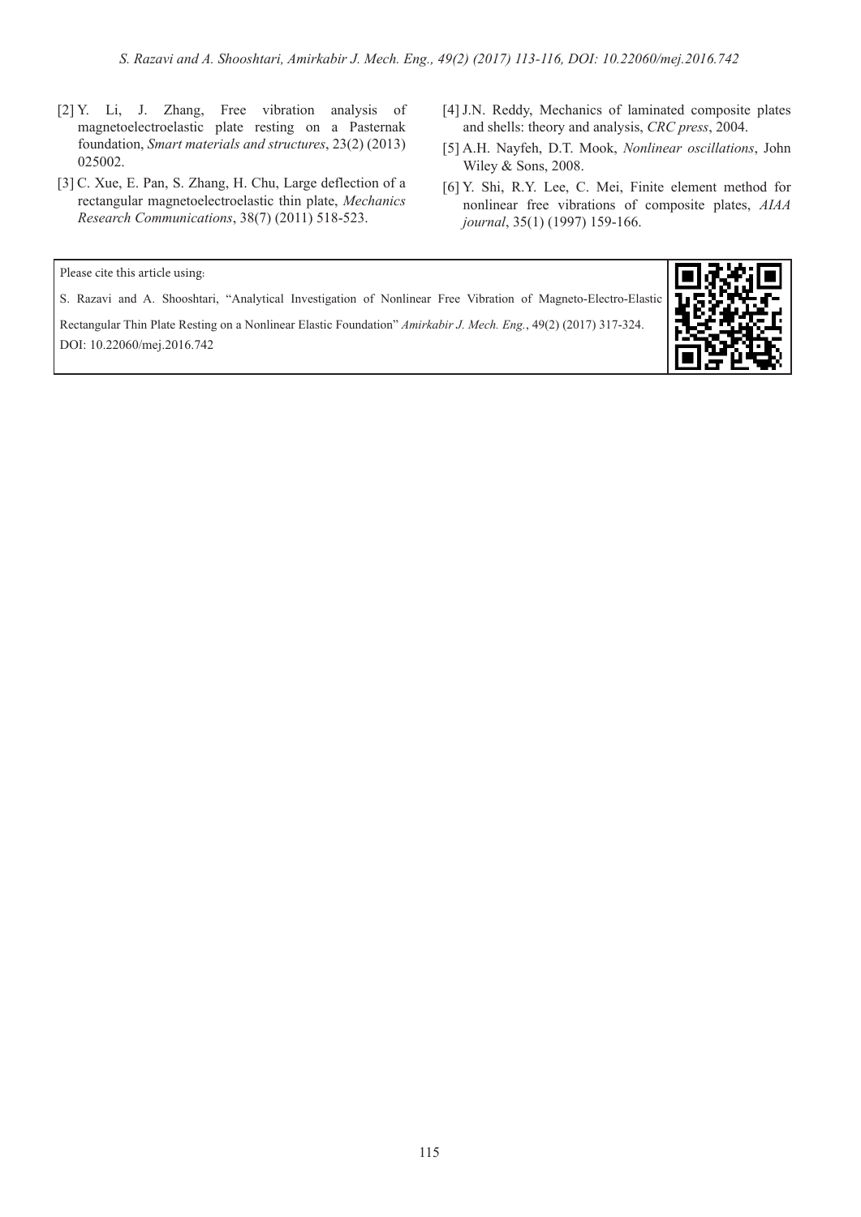[2] Y. Li, J. Zhang, Free vibration analysis of magnetoelectroelastic plate resting on a Pasternak foundation, *Smart materials and structures*, 23(2) (2013) 025002.

[3] C. Xue, E. Pan, S. Zhang, H. Chu, Large deflection of a rectangular magnetoelectroelastic thin plate, *Mechanics Research Communications*, 38(7) (2011) 518-523.

[4] J.N. Reddy, Mechanics of laminated composite plates and shells: theory and analysis, *CRC press*, 2004.

[5] A.H. Nayfeh, D.T. Mook, *Nonlinear oscillations*, John Wiley & Sons, 2008.

[6] Y. Shi, R.Y. Lee, C. Mei, Finite element method for nonlinear free vibrations of composite plates, *AIAA journal*, 35(1) (1997) 159-166.

Please cite this article using:

S. Razavi and A. Shooshtari, "Analytical Investigation of Nonlinear Free Vibration of Magneto-Electro-Elastic Rectangular Thin Plate Resting on a Nonlinear Elastic Foundation" *Amirkabir J. Mech. Eng.*, 49(2) (2017) 317-324.
DOI: 10.22060/mej.2016.742